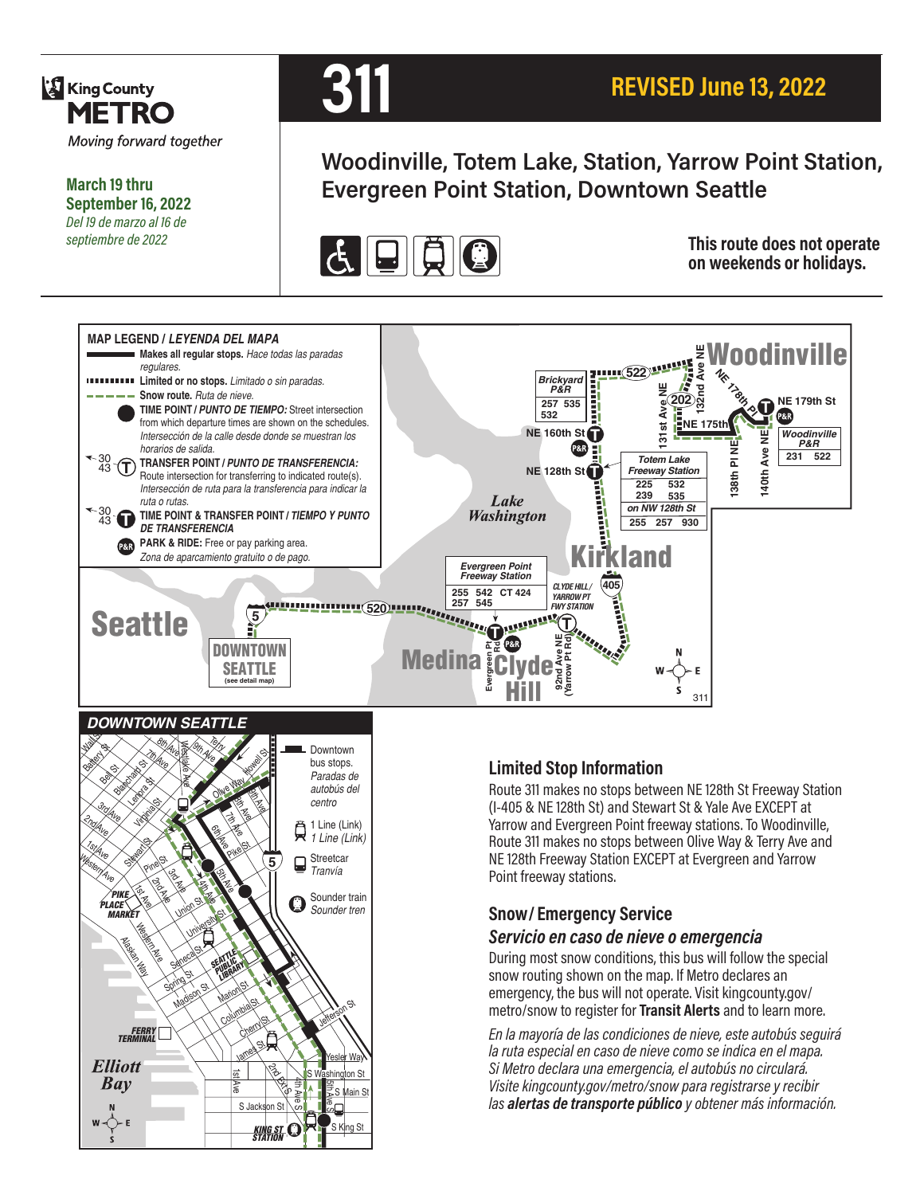King County METRO

*Moving forward together*

**March 19 thru September 16, 2022**
*Del 19 de marzo al 16 de septiembre de 2022*

# 311

## REVISED June 13, 2022

## Woodinville, Totem Lake, Station, Yarrow Point Station, Evergreen Point Station, Downtown Seattle

**This route does not operate on weekends or holidays.**

### MAP LEGEND / *LEYENDA DEL MAPA*

- **Makes all regular stops.** *Hace todas las paradas regulares.*
- **Limited or no stops.** *Limitado o sin paradas.*
- **Snow route.** *Ruta de nieve.*
- **TIME POINT / *PUNTO DE TIEMPO:*** Street intersection from which departure times are shown on the schedules. *Intersección de la calle desde donde se muestran los horarios de salida.*
- **TRANSFER POINT / *PUNTO DE TRANSFERENCIA:*** Route intersection for transferring to indicated route(s). *Intersección de ruta para la transferencia para indicar la ruta o rutas.*
- **TIME POINT & TRANSFER POINT / *TIEMPO Y PUNTO DE TRANSFERENCIA***
- **PARK & RIDE:** Free or pay parking area. *Zona de aparcamiento gratuito o de pago.*

Map transfer information:

- Brickyard P&R: 257, 535, 532
- Totem Lake Freeway Station: 225, 532, 239, 535; on NW 128th St: 255, 257, 930
- Woodinville P&R: 231, 522
- Evergreen Point Freeway Station: 255, 542, CT 424, 257, 545

### DOWNTOWN SEATTLE

- Downtown bus stops. *Paradas de autobús del centro*
- 1 Line (Link) *1 Line (Link)*
- Streetcar *Tranvía*
- Sounder train *Sounder tren*

## Limited Stop Information

Route 311 makes no stops between NE 128th St Freeway Station (I-405 & NE 128th St) and Stewart St & Yale Ave EXCEPT at Yarrow and Evergreen Point freeway stations. To Woodinville, Route 311 makes no stops between Olive Way & Terry Ave and NE 128th Freeway Station EXCEPT at Evergreen and Yarrow Point freeway stations.

## Snow / Emergency Service
### *Servicio en caso de nieve o emergencia*

During most snow conditions, this bus will follow the special snow routing shown on the map. If Metro declares an emergency, the bus will not operate. Visit kingcounty.gov/metro/snow to register for **Transit Alerts** and to learn more.

*En la mayoría de las condiciones de nieve, este autobús seguirá la ruta especial en caso de nieve como se indica en el mapa. Si Metro declara una emergencia, el autobús no circulará. Visite kingcounty.gov/metro/snow para registrarse y recibir las **alertas de transporte público** y obtener más información.*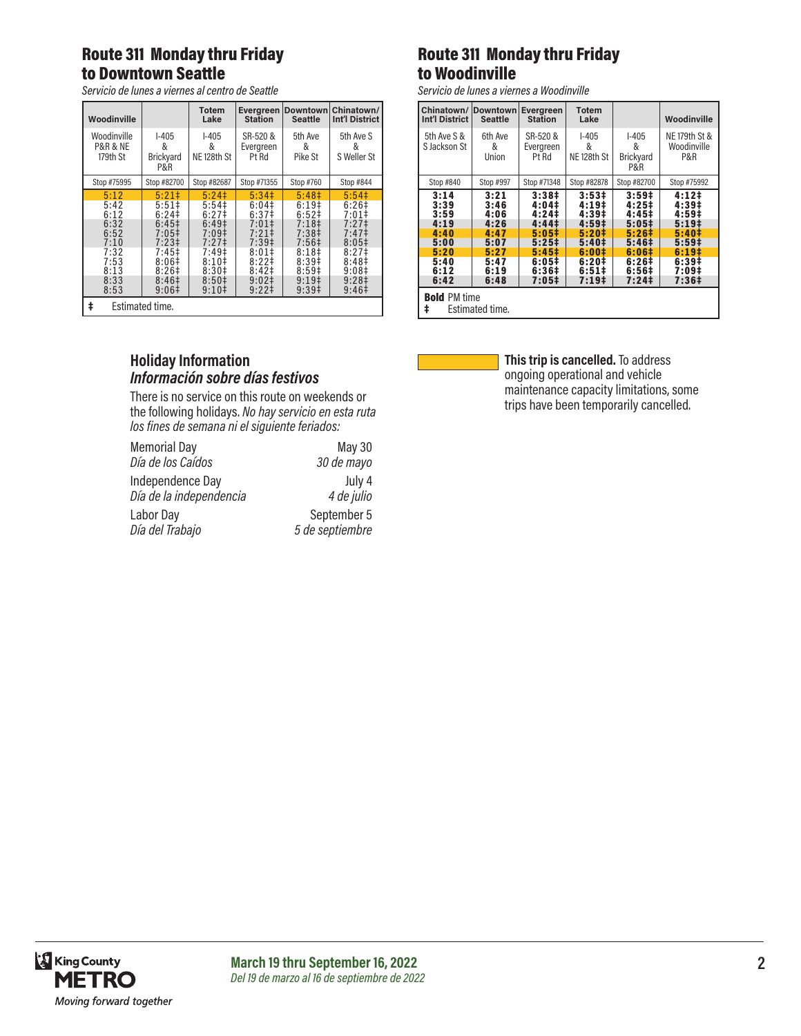## Route 311 Monday thru Friday to Downtown Seattle

*Servicio de lunes a viernes al centro de Seattle*

| Woodinville | | Totem Lake | Evergreen Station | Downtown Seattle | Chinatown/ Int'l District |
|---|---|---|---|---|---|
| Woodinville P&R & NE 179th St | I-405 & Brickyard P&R | I-405 & NE 128th St | SR-520 & Evergreen Pt Rd | 5th Ave & Pike St | 5th Ave S & S Weller St |
| Stop #75995 | Stop #82700 | Stop #82687 | Stop #71355 | Stop #760 | Stop #844 |
| 5:12 | 5:21‡ | 5:24‡ | 5:34‡ | 5:48‡ | 5:54‡ |
| 5:42 | 5:51‡ | 5:54‡ | 6:04‡ | 6:19‡ | 6:26‡ |
| 6:12 | 6:24‡ | 6:27‡ | 6:37‡ | 6:52‡ | 7:01‡ |
| 6:32 | 6:45‡ | 6:49‡ | 7:01‡ | 7:18‡ | 7:27‡ |
| 6:52 | 7:05‡ | 7:09‡ | 7:21‡ | 7:38‡ | 7:47‡ |
| 7:10 | 7:23‡ | 7:27‡ | 7:39‡ | 7:56‡ | 8:05‡ |
| 7:32 | 7:45‡ | 7:49‡ | 8:01‡ | 8:18‡ | 8:27‡ |
| 7:53 | 8:06‡ | 8:10‡ | 8:22‡ | 8:39‡ | 8:48‡ |
| 8:13 | 8:26‡ | 8:30‡ | 8:42‡ | 8:59‡ | 9:08‡ |
| 8:33 | 8:46‡ | 8:50‡ | 9:02‡ | 9:19‡ | 9:28‡ |
| 8:53 | 9:06‡ | 9:10‡ | 9:22‡ | 9:39‡ | 9:46‡ |

‡ Estimated time.

## Route 311 Monday thru Friday to Woodinville

*Servicio de lunes a viernes a Woodinville*

| Chinatown/ Int'l District | Downtown Seattle | Evergreen Station | Totem Lake | | Woodinville |
|---|---|---|---|---|---|
| 5th Ave S & S Jackson St | 6th Ave & Union | SR-520 & Evergreen Pt Rd | I-405 & NE 128th St | I-405 & Brickyard P&R | NE 179th St & Woodinville P&R |
| Stop #840 | Stop #997 | Stop #71348 | Stop #82878 | Stop #82700 | Stop #75992 |
| **3:14** | **3:21** | **3:38‡** | **3:53‡** | **3:59‡** | **4:12‡** |
| **3:39** | **3:46** | **4:04‡** | **4:19‡** | **4:25‡** | **4:39‡** |
| **3:59** | **4:06** | **4:24‡** | **4:39‡** | **4:45‡** | **4:59‡** |
| **4:19** | **4:26** | **4:44‡** | **4:59‡** | **5:05‡** | **5:19‡** |
| **4:40** | **4:47** | **5:05‡** | **5:20‡** | **5:26‡** | **5:40‡** |
| **5:00** | **5:07** | **5:25‡** | **5:40‡** | **5:46‡** | **5:59‡** |
| **5:20** | **5:27** | **5:45‡** | **6:00‡** | **6:06‡** | **6:19‡** |
| **5:40** | **5:47** | **6:05‡** | **6:20‡** | **6:26‡** | **6:39‡** |
| **6:12** | **6:19** | **6:36‡** | **6:51‡** | **6:56‡** | **7:09‡** |
| **6:42** | **6:48** | **7:05‡** | **7:19‡** | **7:24‡** | **7:36‡** |

**Bold** PM time

‡ Estimated time.

### Holiday Information
### *Información sobre días festivos*

There is no service on this route on weekends or the following holidays. *No hay servicio en esta ruta los fines de semana ni el siguiente feriados:*

| | |
|---|---|
| Memorial Day | May 30 |
| *Día de los Caídos* | *30 de mayo* |
| Independence Day | July 4 |
| *Día de la independencia* | *4 de julio* |
| Labor Day | September 5 |
| *Día del Trabajo* | *5 de septiembre* |

**This trip is cancelled.** To address ongoing operational and vehicle maintenance capacity limitations, some trips have been temporarily cancelled.

**March 19 thru September 16, 2022**
*Del 19 de marzo al 16 de septiembre de 2022*